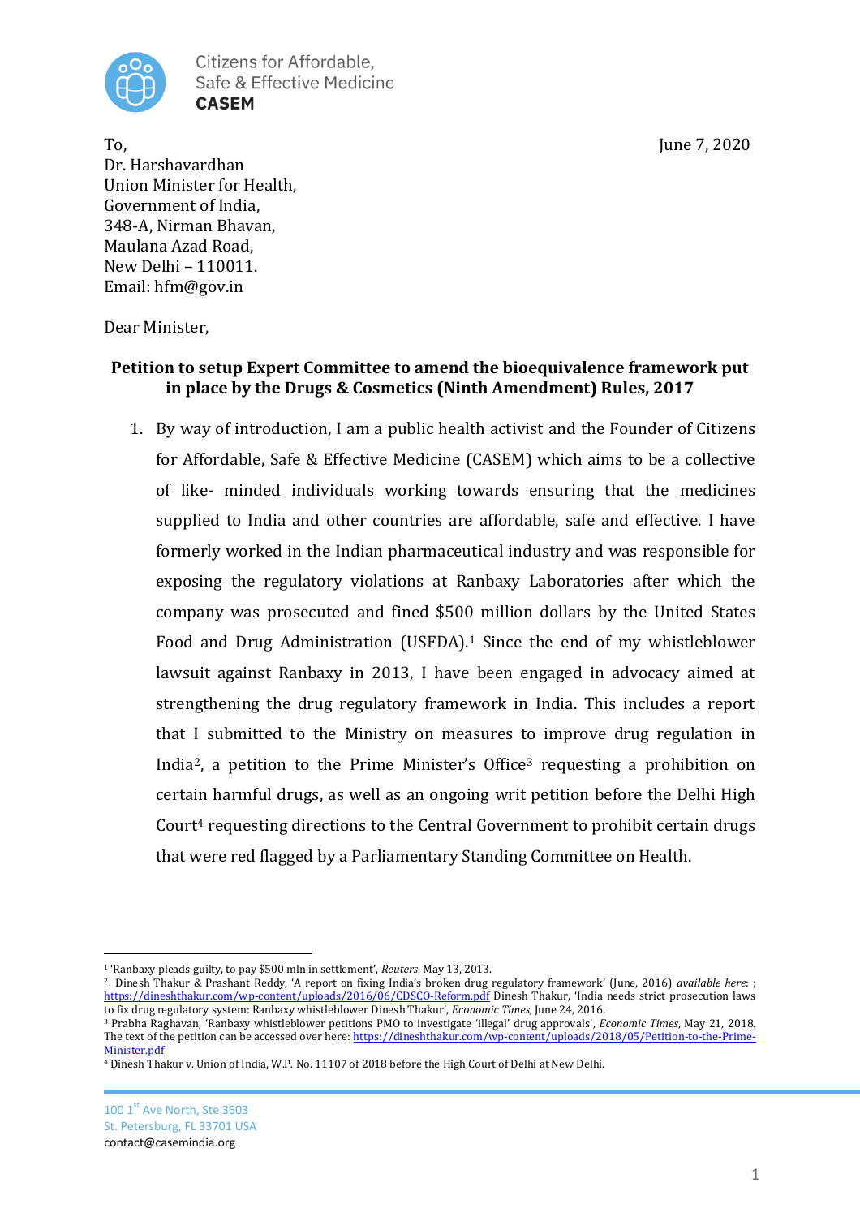Citizens for Affordable, Safe & Effective Medicine
**CASEM**

To,
Dr. Harshavardhan
Union Minister for Health,
Government of India,
348-A, Nirman Bhavan,
Maulana Azad Road,
New Delhi – 110011.
Email: hfm@gov.in

June 7, 2020

Dear Minister,

**Petition to setup Expert Committee to amend the bioequivalence framework put in place by the Drugs & Cosmetics (Ninth Amendment) Rules, 2017**

1. By way of introduction, I am a public health activist and the Founder of Citizens for Affordable, Safe & Effective Medicine (CASEM) which aims to be a collective of like- minded individuals working towards ensuring that the medicines supplied to India and other countries are affordable, safe and effective. I have formerly worked in the Indian pharmaceutical industry and was responsible for exposing the regulatory violations at Ranbaxy Laboratories after which the company was prosecuted and fined $500 million dollars by the United States Food and Drug Administration (USFDA).[1] Since the end of my whistleblower lawsuit against Ranbaxy in 2013, I have been engaged in advocacy aimed at strengthening the drug regulatory framework in India. This includes a report that I submitted to the Ministry on measures to improve drug regulation in India[2], a petition to the Prime Minister's Office[3] requesting a prohibition on certain harmful drugs, as well as an ongoing writ petition before the Delhi High Court[4] requesting directions to the Central Government to prohibit certain drugs that were red flagged by a Parliamentary Standing Committee on Health.

---

[1] 'Ranbaxy pleads guilty, to pay $500 mln in settlement', *Reuters*, May 13, 2013.

[2] Dinesh Thakur & Prashant Reddy, 'A report on fixing India's broken drug regulatory framework' (June, 2016) *available here*: ; https://dineshthakur.com/wp-content/uploads/2016/06/CDSCO-Reform.pdf Dinesh Thakur, 'India needs strict prosecution laws to fix drug regulatory system: Ranbaxy whistleblower Dinesh Thakur', *Economic Times,* June 24, 2016.

[3] Prabha Raghavan, 'Ranbaxy whistleblower petitions PMO to investigate 'illegal' drug approvals', *Economic Times*, May 21, 2018. The text of the petition can be accessed over here: https://dineshthakur.com/wp-content/uploads/2018/05/Petition-to-the-Prime-Minister.pdf

[4] Dinesh Thakur v. Union of India, W.P. No. 11107 of 2018 before the High Court of Delhi at New Delhi.

100 1st Ave North, Ste 3603
St. Petersburg, FL 33701 USA
contact@casemindia.org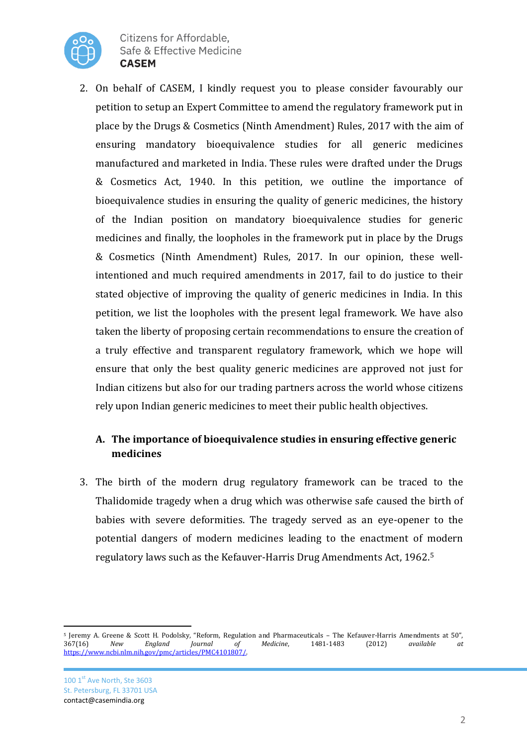2. On behalf of CASEM, I kindly request you to please consider favourably our petition to setup an Expert Committee to amend the regulatory framework put in place by the Drugs & Cosmetics (Ninth Amendment) Rules, 2017 with the aim of ensuring mandatory bioequivalence studies for all generic medicines manufactured and marketed in India. These rules were drafted under the Drugs & Cosmetics Act, 1940. In this petition, we outline the importance of bioequivalence studies in ensuring the quality of generic medicines, the history of the Indian position on mandatory bioequivalence studies for generic medicines and finally, the loopholes in the framework put in place by the Drugs & Cosmetics (Ninth Amendment) Rules, 2017. In our opinion, these well-intentioned and much required amendments in 2017, fail to do justice to their stated objective of improving the quality of generic medicines in India. In this petition, we list the loopholes with the present legal framework. We have also taken the liberty of proposing certain recommendations to ensure the creation of a truly effective and transparent regulatory framework, which we hope will ensure that only the best quality generic medicines are approved not just for Indian citizens but also for our trading partners across the world whose citizens rely upon Indian generic medicines to meet their public health objectives.

## A. The importance of bioequivalence studies in ensuring effective generic medicines

3. The birth of the modern drug regulatory framework can be traced to the Thalidomide tragedy when a drug which was otherwise safe caused the birth of babies with severe deformities. The tragedy served as an eye-opener to the potential dangers of modern medicines leading to the enactment of modern regulatory laws such as the Kefauver-Harris Drug Amendments Act, 1962.[5]

---

[5] Jeremy A. Greene & Scott H. Podolsky, "Reform, Regulation and Pharmaceuticals – The Kefauver-Harris Amendments at 50", 367(16) *New England Journal of Medicine*, 1481-1483 (2012) *available at* https://www.ncbi.nlm.nih.gov/pmc/articles/PMC4101807/.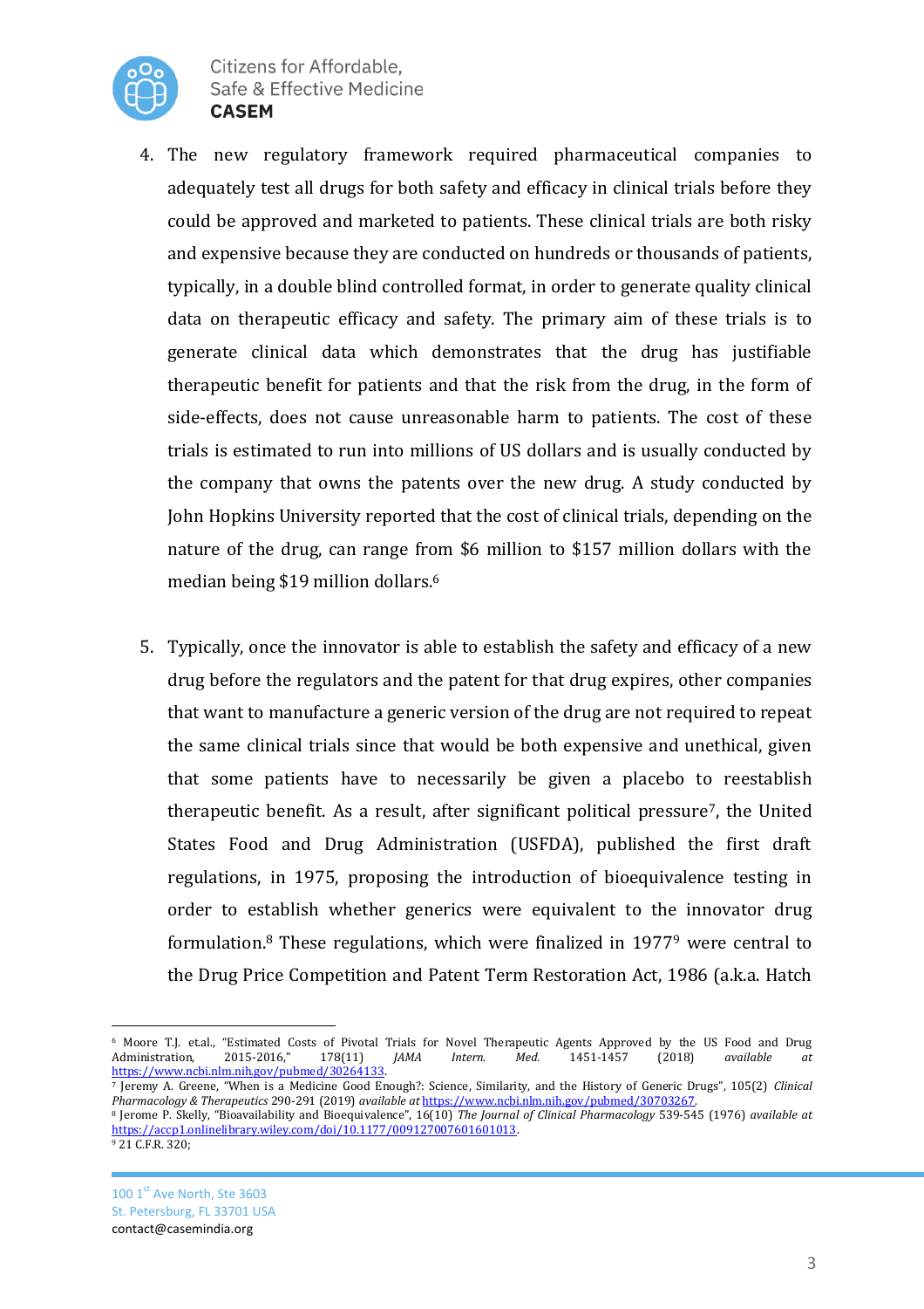4. The new regulatory framework required pharmaceutical companies to adequately test all drugs for both safety and efficacy in clinical trials before they could be approved and marketed to patients. These clinical trials are both risky and expensive because they are conducted on hundreds or thousands of patients, typically, in a double blind controlled format, in order to generate quality clinical data on therapeutic efficacy and safety. The primary aim of these trials is to generate clinical data which demonstrates that the drug has justifiable therapeutic benefit for patients and that the risk from the drug, in the form of side-effects, does not cause unreasonable harm to patients. The cost of these trials is estimated to run into millions of US dollars and is usually conducted by the company that owns the patents over the new drug. A study conducted by John Hopkins University reported that the cost of clinical trials, depending on the nature of the drug, can range from $6 million to $157 million dollars with the median being $19 million dollars.[6]

5. Typically, once the innovator is able to establish the safety and efficacy of a new drug before the regulators and the patent for that drug expires, other companies that want to manufacture a generic version of the drug are not required to repeat the same clinical trials since that would be both expensive and unethical, given that some patients have to necessarily be given a placebo to reestablish therapeutic benefit. As a result, after significant political pressure[7], the United States Food and Drug Administration (USFDA), published the first draft regulations, in 1975, proposing the introduction of bioequivalence testing in order to establish whether generics were equivalent to the innovator drug formulation.[8] These regulations, which were finalized in 1977[9] were central to the Drug Price Competition and Patent Term Restoration Act, 1986 (a.k.a. Hatch

---

[6] Moore T.J. et.al., "Estimated Costs of Pivotal Trials for Novel Therapeutic Agents Approved by the US Food and Drug Administration, 2015-2016," 178(11) *JAMA Intern. Med.* 1451-1457 (2018) *available at* https://www.ncbi.nlm.nih.gov/pubmed/30264133.

[7] Jeremy A. Greene, "When is a Medicine Good Enough?: Science, Similarity, and the History of Generic Drugs", 105(2) *Clinical Pharmacology & Therapeutics* 290-291 (2019) *available at* https://www.ncbi.nlm.nih.gov/pubmed/30703267.

[8] Jerome P. Skelly, "Bioavailability and Bioequivalence", 16(10) *The Journal of Clinical Pharmacology* 539-545 (1976) *available at* https://accp1.onlinelibrary.wiley.com/doi/10.1177/009127007601601013.

[9] 21 C.F.R. 320;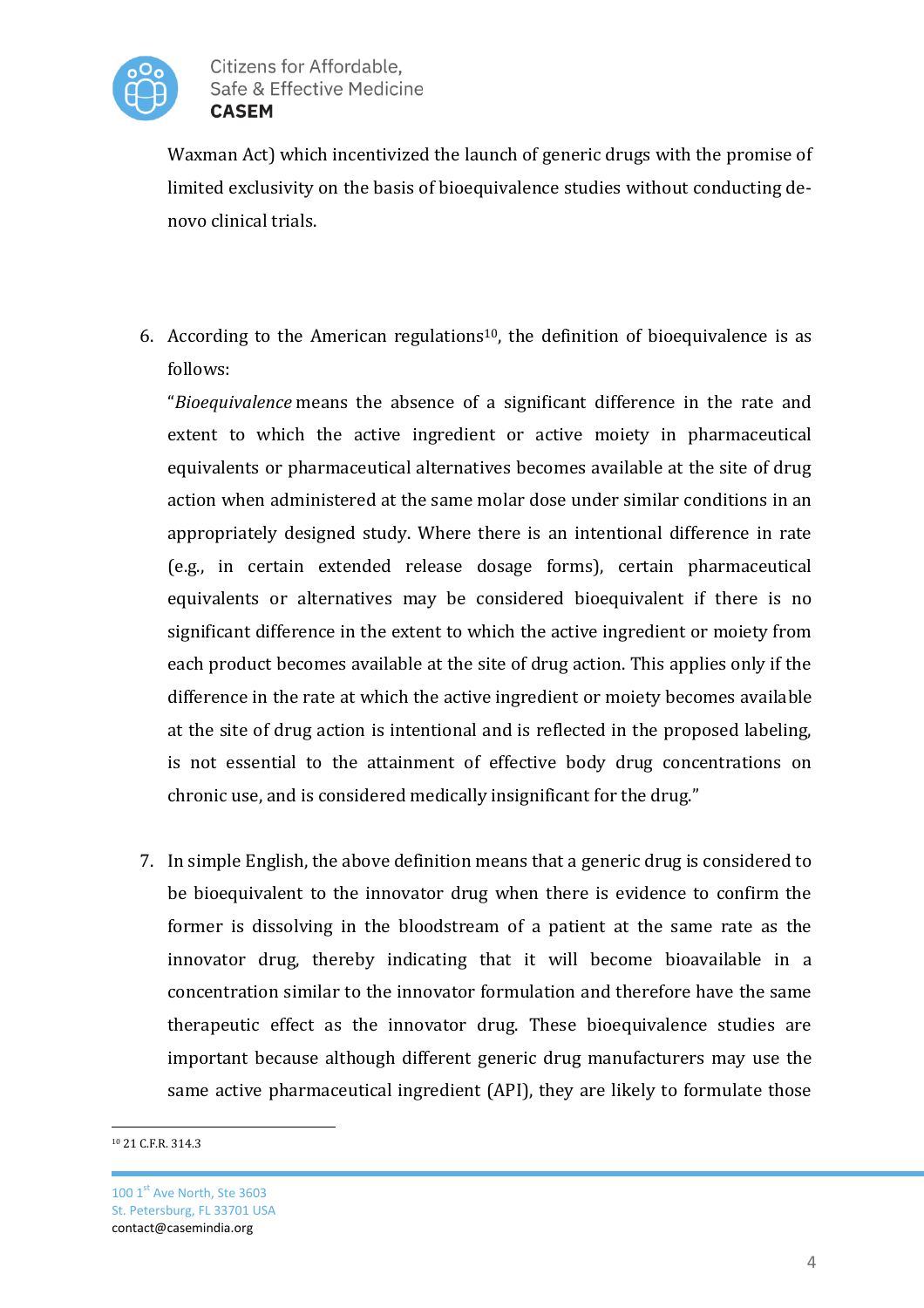Waxman Act) which incentivized the launch of generic drugs with the promise of limited exclusivity on the basis of bioequivalence studies without conducting de-novo clinical trials.

6. According to the American regulations[10], the definition of bioequivalence is as follows:

   "*Bioequivalence* means the absence of a significant difference in the rate and extent to which the active ingredient or active moiety in pharmaceutical equivalents or pharmaceutical alternatives becomes available at the site of drug action when administered at the same molar dose under similar conditions in an appropriately designed study. Where there is an intentional difference in rate (e.g., in certain extended release dosage forms), certain pharmaceutical equivalents or alternatives may be considered bioequivalent if there is no significant difference in the extent to which the active ingredient or moiety from each product becomes available at the site of drug action. This applies only if the difference in the rate at which the active ingredient or moiety becomes available at the site of drug action is intentional and is reflected in the proposed labeling, is not essential to the attainment of effective body drug concentrations on chronic use, and is considered medically insignificant for the drug."

7. In simple English, the above definition means that a generic drug is considered to be bioequivalent to the innovator drug when there is evidence to confirm the former is dissolving in the bloodstream of a patient at the same rate as the innovator drug, thereby indicating that it will become bioavailable in a concentration similar to the innovator formulation and therefore have the same therapeutic effect as the innovator drug. These bioequivalence studies are important because although different generic drug manufacturers may use the same active pharmaceutical ingredient (API), they are likely to formulate those

[10] 21 C.F.R. 314.3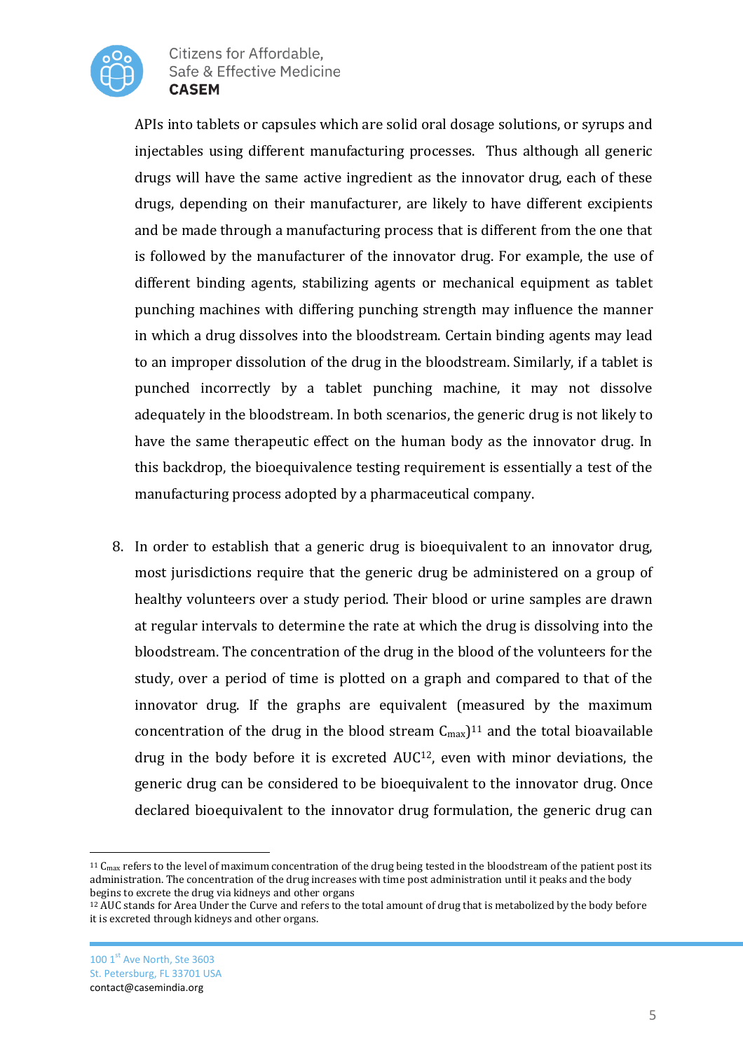APIs into tablets or capsules which are solid oral dosage solutions, or syrups and injectables using different manufacturing processes. Thus although all generic drugs will have the same active ingredient as the innovator drug, each of these drugs, depending on their manufacturer, are likely to have different excipients and be made through a manufacturing process that is different from the one that is followed by the manufacturer of the innovator drug. For example, the use of different binding agents, stabilizing agents or mechanical equipment as tablet punching machines with differing punching strength may influence the manner in which a drug dissolves into the bloodstream. Certain binding agents may lead to an improper dissolution of the drug in the bloodstream. Similarly, if a tablet is punched incorrectly by a tablet punching machine, it may not dissolve adequately in the bloodstream. In both scenarios, the generic drug is not likely to have the same therapeutic effect on the human body as the innovator drug. In this backdrop, the bioequivalence testing requirement is essentially a test of the manufacturing process adopted by a pharmaceutical company.

8. In order to establish that a generic drug is bioequivalent to an innovator drug, most jurisdictions require that the generic drug be administered on a group of healthy volunteers over a study period. Their blood or urine samples are drawn at regular intervals to determine the rate at which the drug is dissolving into the bloodstream. The concentration of the drug in the blood of the volunteers for the study, over a period of time is plotted on a graph and compared to that of the innovator drug. If the graphs are equivalent (measured by the maximum concentration of the drug in the blood stream $C_{max}$)[11] and the total bioavailable drug in the body before it is excreted AUC[12], even with minor deviations, the generic drug can be considered to be bioequivalent to the innovator drug. Once declared bioequivalent to the innovator drug formulation, the generic drug can

---

[11] $C_{max}$ refers to the level of maximum concentration of the drug being tested in the bloodstream of the patient post its administration. The concentration of the drug increases with time post administration until it peaks and the body begins to excrete the drug via kidneys and other organs

[12] AUC stands for Area Under the Curve and refers to the total amount of drug that is metabolized by the body before it is excreted through kidneys and other organs.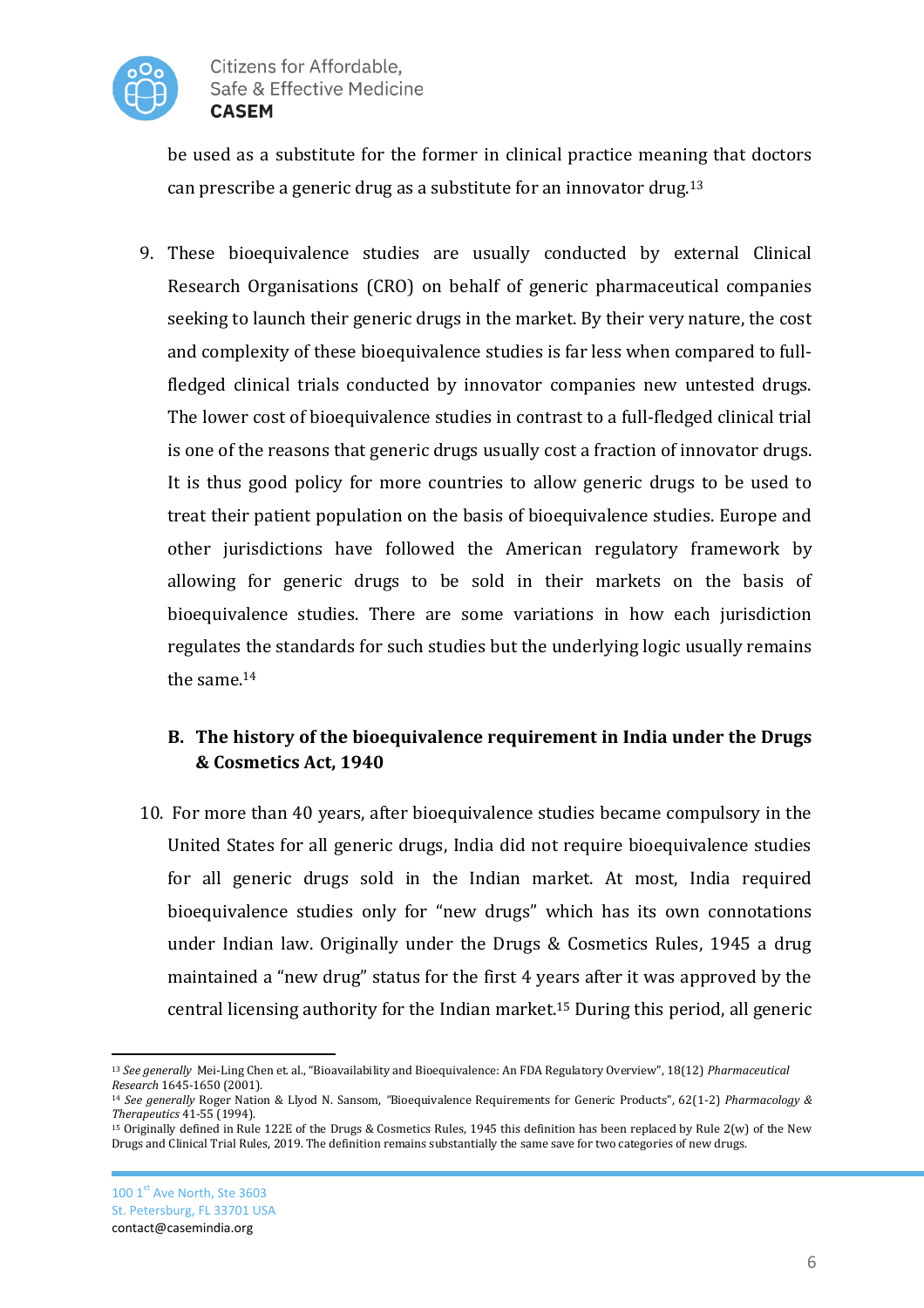be used as a substitute for the former in clinical practice meaning that doctors can prescribe a generic drug as a substitute for an innovator drug.[13]

9. These bioequivalence studies are usually conducted by external Clinical Research Organisations (CRO) on behalf of generic pharmaceutical companies seeking to launch their generic drugs in the market. By their very nature, the cost and complexity of these bioequivalence studies is far less when compared to full-fledged clinical trials conducted by innovator companies new untested drugs. The lower cost of bioequivalence studies in contrast to a full-fledged clinical trial is one of the reasons that generic drugs usually cost a fraction of innovator drugs. It is thus good policy for more countries to allow generic drugs to be used to treat their patient population on the basis of bioequivalence studies. Europe and other jurisdictions have followed the American regulatory framework by allowing for generic drugs to be sold in their markets on the basis of bioequivalence studies. There are some variations in how each jurisdiction regulates the standards for such studies but the underlying logic usually remains the same.[14]

### B. The history of the bioequivalence requirement in India under the Drugs & Cosmetics Act, 1940

10. For more than 40 years, after bioequivalence studies became compulsory in the United States for all generic drugs, India did not require bioequivalence studies for all generic drugs sold in the Indian market. At most, India required bioequivalence studies only for "new drugs" which has its own connotations under Indian law. Originally under the Drugs & Cosmetics Rules, 1945 a drug maintained a "new drug" status for the first 4 years after it was approved by the central licensing authority for the Indian market.[15] During this period, all generic

---

[13] *See generally* Mei-Ling Chen et. al., "Bioavailability and Bioequivalence: An FDA Regulatory Overview", 18(12) *Pharmaceutical Research* 1645-1650 (2001).

[14] *See generally* Roger Nation & Llyod N. Sansom, "Bioequivalence Requirements for Generic Products", 62(1-2) *Pharmacology & Therapeutics* 41-55 (1994).

[15] Originally defined in Rule 122E of the Drugs & Cosmetics Rules, 1945 this definition has been replaced by Rule 2(w) of the New Drugs and Clinical Trial Rules, 2019. The definition remains substantially the same save for two categories of new drugs.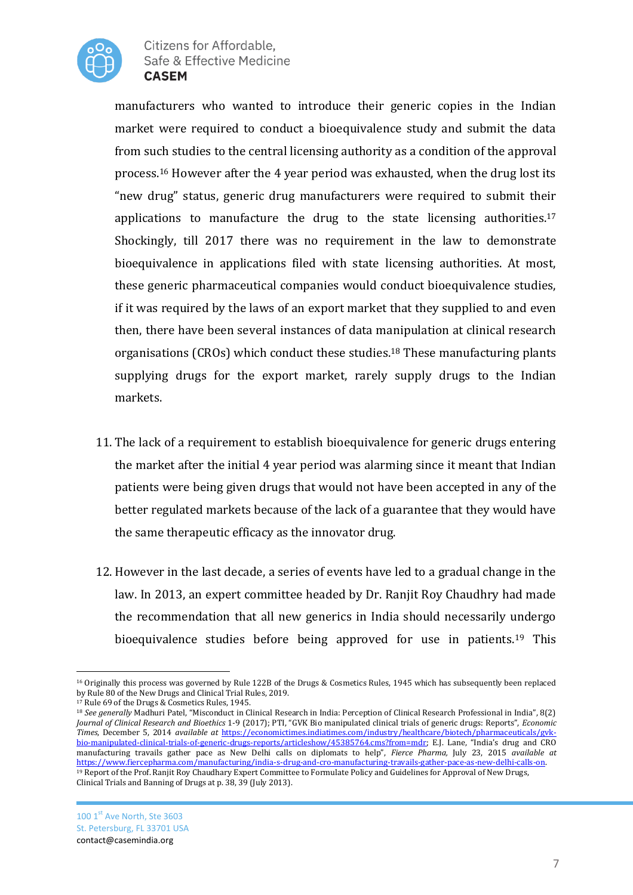manufacturers who wanted to introduce their generic copies in the Indian market were required to conduct a bioequivalence study and submit the data from such studies to the central licensing authority as a condition of the approval process.[16] However after the 4 year period was exhausted, when the drug lost its "new drug" status, generic drug manufacturers were required to submit their applications to manufacture the drug to the state licensing authorities.[17] Shockingly, till 2017 there was no requirement in the law to demonstrate bioequivalence in applications filed with state licensing authorities. At most, these generic pharmaceutical companies would conduct bioequivalence studies, if it was required by the laws of an export market that they supplied to and even then, there have been several instances of data manipulation at clinical research organisations (CROs) which conduct these studies.[18] These manufacturing plants supplying drugs for the export market, rarely supply drugs to the Indian markets.

11. The lack of a requirement to establish bioequivalence for generic drugs entering the market after the initial 4 year period was alarming since it meant that Indian patients were being given drugs that would not have been accepted in any of the better regulated markets because of the lack of a guarantee that they would have the same therapeutic efficacy as the innovator drug.

12. However in the last decade, a series of events have led to a gradual change in the law. In 2013, an expert committee headed by Dr. Ranjit Roy Chaudhry had made the recommendation that all new generics in India should necessarily undergo bioequivalence studies before being approved for use in patients.[19] This

---

[16] Originally this process was governed by Rule 122B of the Drugs & Cosmetics Rules, 1945 which has subsequently been replaced by Rule 80 of the New Drugs and Clinical Trial Rules, 2019.

[17] Rule 69 of the Drugs & Cosmetics Rules, 1945.

[18] *See generally* Madhuri Patel, "Misconduct in Clinical Research in India: Perception of Clinical Research Professional in India", 8(2) *Journal of Clinical Research and Bioethics* 1-9 (2017); PTI, "GVK Bio manipulated clinical trials of generic drugs: Reports", *Economic Times*, December 5, 2014 *available at* https://economictimes.indiatimes.com/industry/healthcare/biotech/pharmaceuticals/gvk-bio-manipulated-clinical-trials-of-generic-drugs-reports/articleshow/45385764.cms?from=mdr; E.J. Lane, "India's drug and CRO manufacturing travails gather pace as New Delhi calls on diplomats to help", *Fierce Pharma*, July 23, 2015 *available at* https://www.fiercepharma.com/manufacturing/india-s-drug-and-cro-manufacturing-travails-gather-pace-as-new-delhi-calls-on.

[19] Report of the Prof. Ranjit Roy Chaudhary Expert Committee to Formulate Policy and Guidelines for Approval of New Drugs, Clinical Trials and Banning of Drugs at p. 38, 39 (July 2013).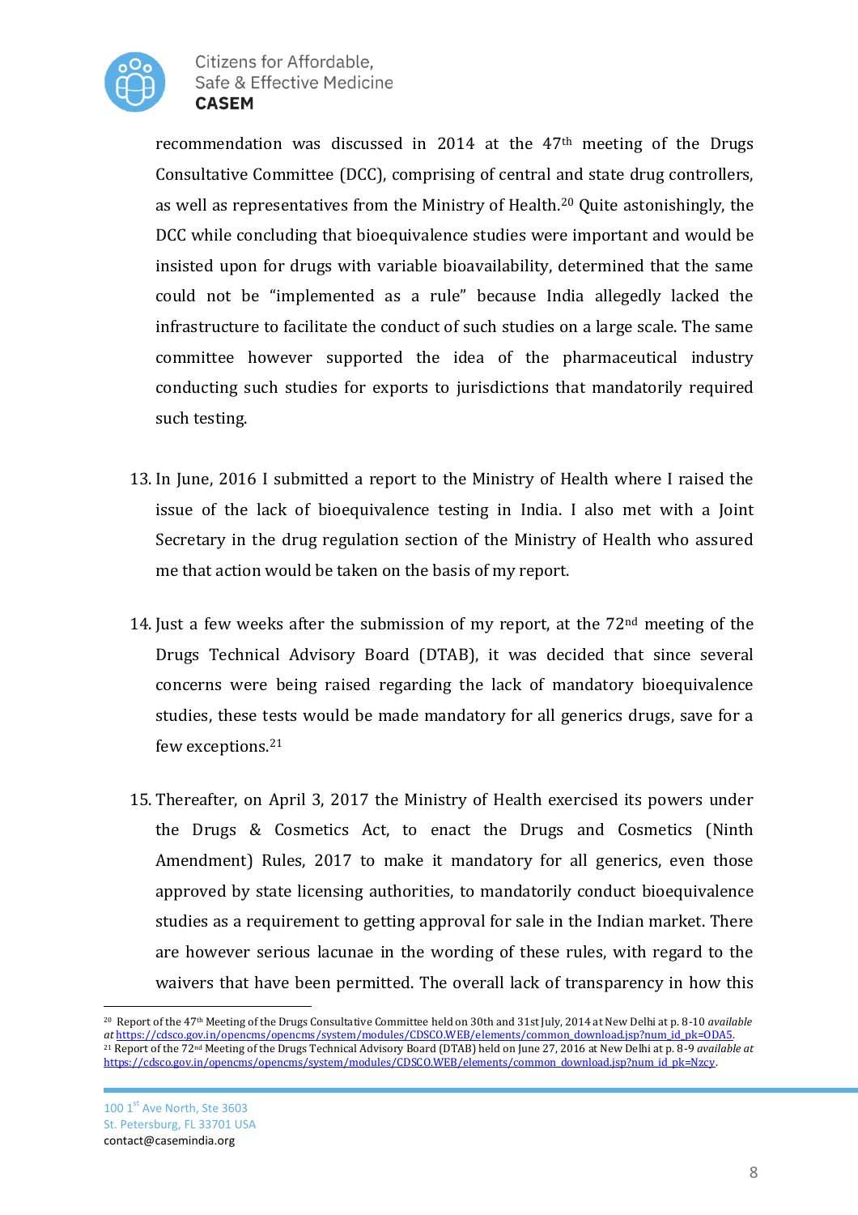recommendation was discussed in 2014 at the 47th meeting of the Drugs Consultative Committee (DCC), comprising of central and state drug controllers, as well as representatives from the Ministry of Health.[20] Quite astonishingly, the DCC while concluding that bioequivalence studies were important and would be insisted upon for drugs with variable bioavailability, determined that the same could not be "implemented as a rule" because India allegedly lacked the infrastructure to facilitate the conduct of such studies on a large scale. The same committee however supported the idea of the pharmaceutical industry conducting such studies for exports to jurisdictions that mandatorily required such testing.

13. In June, 2016 I submitted a report to the Ministry of Health where I raised the issue of the lack of bioequivalence testing in India. I also met with a Joint Secretary in the drug regulation section of the Ministry of Health who assured me that action would be taken on the basis of my report.

14. Just a few weeks after the submission of my report, at the 72nd meeting of the Drugs Technical Advisory Board (DTAB), it was decided that since several concerns were being raised regarding the lack of mandatory bioequivalence studies, these tests would be made mandatory for all generics drugs, save for a few exceptions.[21]

15. Thereafter, on April 3, 2017 the Ministry of Health exercised its powers under the Drugs & Cosmetics Act, to enact the Drugs and Cosmetics (Ninth Amendment) Rules, 2017 to make it mandatory for all generics, even those approved by state licensing authorities, to mandatorily conduct bioequivalence studies as a requirement to getting approval for sale in the Indian market. There are however serious lacunae in the wording of these rules, with regard to the waivers that have been permitted. The overall lack of transparency in how this

---

[20] Report of the 47th Meeting of the Drugs Consultative Committee held on 30th and 31st July, 2014 at New Delhi at p. 8-10 *available at* https://cdsco.gov.in/opencms/opencms/system/modules/CDSCO.WEB/elements/common_download.jsp?num_id_pk=ODA5.

[21] Report of the 72nd Meeting of the Drugs Technical Advisory Board (DTAB) held on June 27, 2016 at New Delhi at p. 8-9 *available at* https://cdsco.gov.in/opencms/opencms/system/modules/CDSCO.WEB/elements/common_download.jsp?num_id_pk=Nzcy.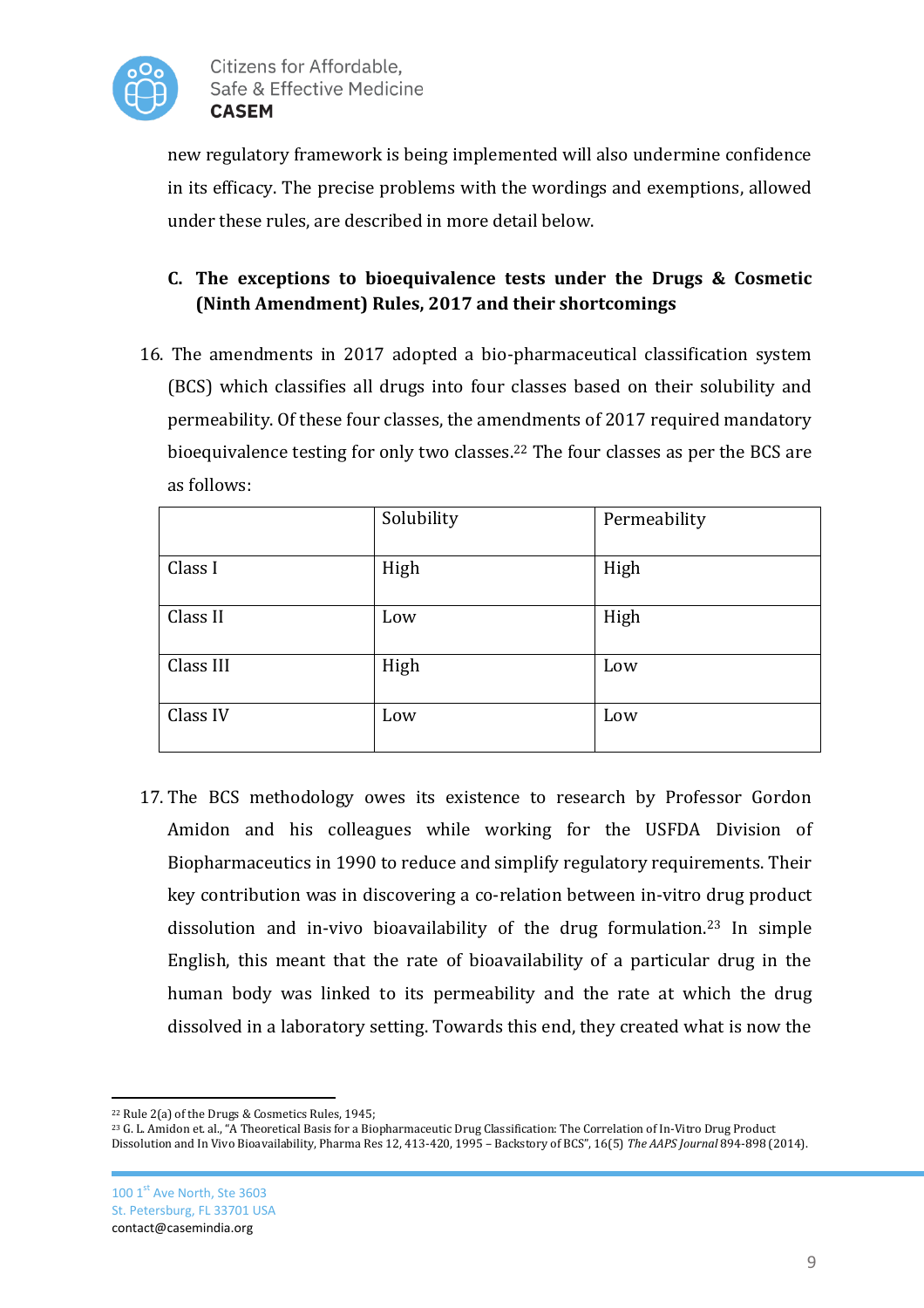new regulatory framework is being implemented will also undermine confidence in its efficacy. The precise problems with the wordings and exemptions, allowed under these rules, are described in more detail below.

### C. The exceptions to bioequivalence tests under the Drugs & Cosmetic (Ninth Amendment) Rules, 2017 and their shortcomings

16. The amendments in 2017 adopted a bio-pharmaceutical classification system (BCS) which classifies all drugs into four classes based on their solubility and permeability. Of these four classes, the amendments of 2017 required mandatory bioequivalence testing for only two classes.[22] The four classes as per the BCS are as follows:

| | Solubility | Permeability |
|---|---|---|
| Class I | High | High |
| Class II | Low | High |
| Class III | High | Low |
| Class IV | Low | Low |

17. The BCS methodology owes its existence to research by Professor Gordon Amidon and his colleagues while working for the USFDA Division of Biopharmaceutics in 1990 to reduce and simplify regulatory requirements. Their key contribution was in discovering a co-relation between in-vitro drug product dissolution and in-vivo bioavailability of the drug formulation.[23] In simple English, this meant that the rate of bioavailability of a particular drug in the human body was linked to its permeability and the rate at which the drug dissolved in a laboratory setting. Towards this end, they created what is now the

---

[22] Rule 2(a) of the Drugs & Cosmetics Rules, 1945;

[23] G. L. Amidon et. al., "A Theoretical Basis for a Biopharmaceutic Drug Classification: The Correlation of In-Vitro Drug Product Dissolution and In Vivo Bioavailability, Pharma Res 12, 413-420, 1995 – Backstory of BCS", 16(5) *The AAPS Journal* 894-898 (2014).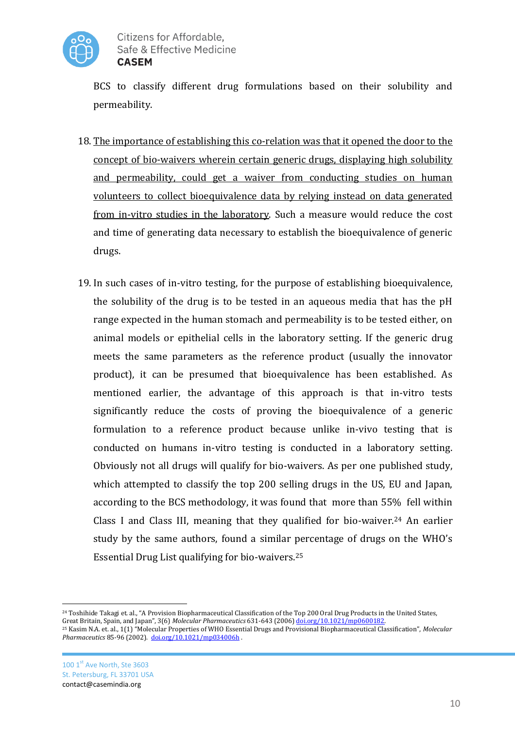BCS to classify different drug formulations based on their solubility and permeability.

18. <u>The importance of establishing this co-relation was that it opened the door to the concept of bio-waivers wherein certain generic drugs, displaying high solubility and permeability, could get a waiver from conducting studies on human volunteers to collect bioequivalence data by relying instead on data generated from in-vitro studies in the laboratory</u>. Such a measure would reduce the cost and time of generating data necessary to establish the bioequivalence of generic drugs.

19. In such cases of in-vitro testing, for the purpose of establishing bioequivalence, the solubility of the drug is to be tested in an aqueous media that has the pH range expected in the human stomach and permeability is to be tested either, on animal models or epithelial cells in the laboratory setting. If the generic drug meets the same parameters as the reference product (usually the innovator product), it can be presumed that bioequivalence has been established. As mentioned earlier, the advantage of this approach is that in-vitro tests significantly reduce the costs of proving the bioequivalence of a generic formulation to a reference product because unlike in-vivo testing that is conducted on humans in-vitro testing is conducted in a laboratory setting. Obviously not all drugs will qualify for bio-waivers. As per one published study, which attempted to classify the top 200 selling drugs in the US, EU and Japan, according to the BCS methodology, it was found that more than 55% fell within Class I and Class III, meaning that they qualified for bio-waiver.[24] An earlier study by the same authors, found a similar percentage of drugs on the WHO's Essential Drug List qualifying for bio-waivers.[25]

---

[24] Toshihide Takagi et. al., "A Provision Biopharmaceutical Classification of the Top 200 Oral Drug Products in the United States, Great Britain, Spain, and Japan", 3(6) *Molecular Pharmaceutics* 631-643 (2006) doi.org/10.1021/mp0600182.

[25] Kasim N.A. et. al., 1(1) "Molecular Properties of WHO Essential Drugs and Provisional Biopharmaceutical Classification", *Molecular Pharmaceutics* 85-96 (2002). doi.org/10.1021/mp034006h .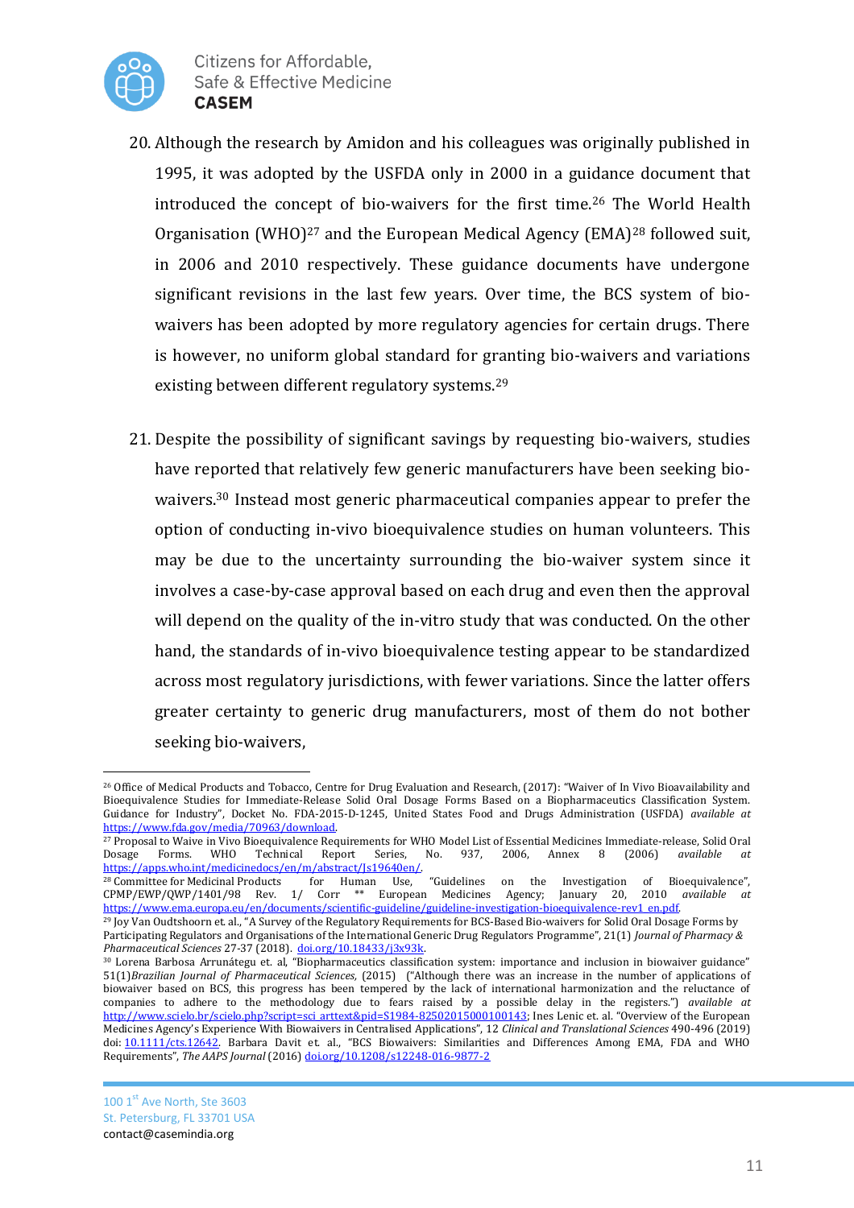20. Although the research by Amidon and his colleagues was originally published in 1995, it was adopted by the USFDA only in 2000 in a guidance document that introduced the concept of bio-waivers for the first time.[26] The World Health Organisation (WHO)[27] and the European Medical Agency (EMA)[28] followed suit, in 2006 and 2010 respectively. These guidance documents have undergone significant revisions in the last few years. Over time, the BCS system of bio-waivers has been adopted by more regulatory agencies for certain drugs. There is however, no uniform global standard for granting bio-waivers and variations existing between different regulatory systems.[29]

21. Despite the possibility of significant savings by requesting bio-waivers, studies have reported that relatively few generic manufacturers have been seeking bio-waivers.[30] Instead most generic pharmaceutical companies appear to prefer the option of conducting in-vivo bioequivalence studies on human volunteers. This may be due to the uncertainty surrounding the bio-waiver system since it involves a case-by-case approval based on each drug and even then the approval will depend on the quality of the in-vitro study that was conducted. On the other hand, the standards of in-vivo bioequivalence testing appear to be standardized across most regulatory jurisdictions, with fewer variations. Since the latter offers greater certainty to generic drug manufacturers, most of them do not bother seeking bio-waivers,

---

[26] Office of Medical Products and Tobacco, Centre for Drug Evaluation and Research, (2017): "Waiver of In Vivo Bioavailability and Bioequivalence Studies for Immediate-Release Solid Oral Dosage Forms Based on a Biopharmaceutics Classification System. Guidance for Industry", Docket No. FDA-2015-D-1245, United States Food and Drugs Administration (USFDA) *available at* https://www.fda.gov/media/70963/download.

[27] Proposal to Waive in Vivo Bioequivalence Requirements for WHO Model List of Essential Medicines Immediate-release, Solid Oral Dosage Forms. WHO Technical Report Series, No. 937, 2006, Annex 8 (2006) *available at* https://apps.who.int/medicinedocs/en/m/abstract/Js19640en/.

[28] Committee for Medicinal Products for Human Use, "Guidelines on the Investigation of Bioequivalence", CPMP/EWP/QWP/1401/98 Rev. 1/ Corr ** European Medicines Agency; January 20, 2010 *available at* https://www.ema.europa.eu/en/documents/scientific-guideline/guideline-investigation-bioequivalence-rev1_en.pdf.

[29] Joy Van Oudtshoorn et. al., "A Survey of the Regulatory Requirements for BCS-Based Bio-waivers for Solid Oral Dosage Forms by Participating Regulators and Organisations of the International Generic Drug Regulators Programme", 21(1) *Journal of Pharmacy & Pharmaceutical Sciences* 27-37 (2018). doi.org/10.18433/j3x93k.

[30] Lorena Barbosa Arrunátegui et. al, "Biopharmaceutics classification system: importance and inclusion in biowaiver guidance" 51(1)*Brazilian Journal of Pharmaceutical Sciences,* (2015) ("Although there was an increase in the number of applications of biowaiver based on BCS, this progress has been tempered by the lack of international harmonization and the reluctance of companies to adhere to the methodology due to fears raised by a possible delay in the registers.") *available at* http://www.scielo.br/scielo.php?script=sci_arttext&pid=S1984-82502015000100143; Ines Lenic et. al. "Overview of the European Medicines Agency's Experience With Biowaivers in Centralised Applications", 12 *Clinical and Translational Sciences* 490-496 (2019) doi: 10.1111/cts.12642. Barbara Davit et. al., "BCS Biowaivers: Similarities and Differences Among EMA, FDA and WHO Requirements", *The AAPS Journal* (2016) doi.org/10.1208/s12248-016-9877-2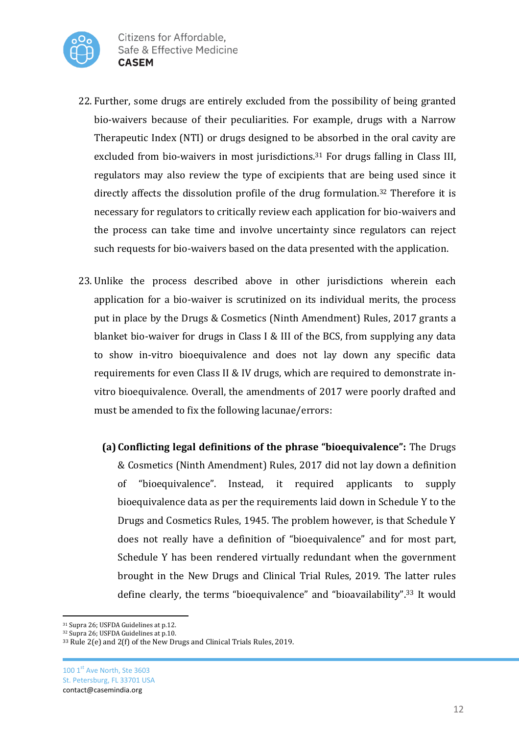22. Further, some drugs are entirely excluded from the possibility of being granted bio-waivers because of their peculiarities. For example, drugs with a Narrow Therapeutic Index (NTI) or drugs designed to be absorbed in the oral cavity are excluded from bio-waivers in most jurisdictions.[31] For drugs falling in Class III, regulators may also review the type of excipients that are being used since it directly affects the dissolution profile of the drug formulation.[32] Therefore it is necessary for regulators to critically review each application for bio-waivers and the process can take time and involve uncertainty since regulators can reject such requests for bio-waivers based on the data presented with the application.

23. Unlike the process described above in other jurisdictions wherein each application for a bio-waiver is scrutinized on its individual merits, the process put in place by the Drugs & Cosmetics (Ninth Amendment) Rules, 2017 grants a blanket bio-waiver for drugs in Class I & III of the BCS, from supplying any data to show in-vitro bioequivalence and does not lay down any specific data requirements for even Class II & IV drugs, which are required to demonstrate in-vitro bioequivalence. Overall, the amendments of 2017 were poorly drafted and must be amended to fix the following lacunae/errors:

    **(a) Conflicting legal definitions of the phrase "bioequivalence":** The Drugs & Cosmetics (Ninth Amendment) Rules, 2017 did not lay down a definition of "bioequivalence". Instead, it required applicants to supply bioequivalence data as per the requirements laid down in Schedule Y to the Drugs and Cosmetics Rules, 1945. The problem however, is that Schedule Y does not really have a definition of "bioequivalence" and for most part, Schedule Y has been rendered virtually redundant when the government brought in the New Drugs and Clinical Trial Rules, 2019. The latter rules define clearly, the terms "bioequivalence" and "bioavailability".[33] It would

---

[31] Supra 26; USFDA Guidelines at p.12.

[32] Supra 26; USFDA Guidelines at p.10.

[33] Rule 2(e) and 2(f) of the New Drugs and Clinical Trials Rules, 2019.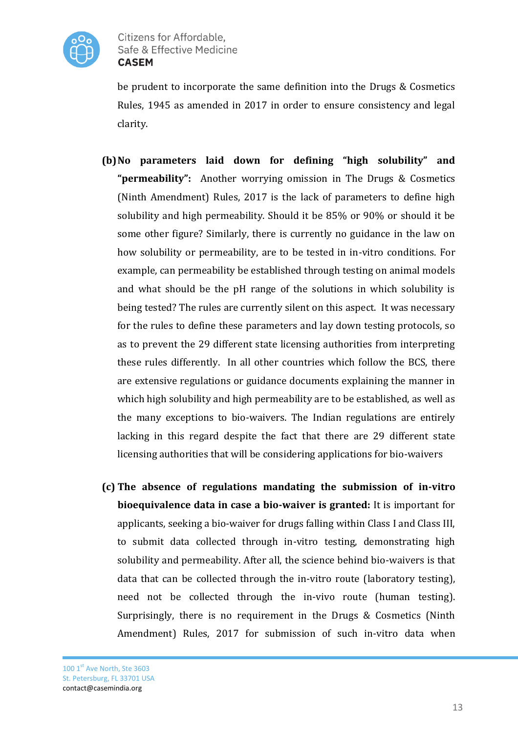be prudent to incorporate the same definition into the Drugs & Cosmetics Rules, 1945 as amended in 2017 in order to ensure consistency and legal clarity.

(b) **No parameters laid down for defining "high solubility" and "permeability":** Another worrying omission in The Drugs & Cosmetics (Ninth Amendment) Rules, 2017 is the lack of parameters to define high solubility and high permeability. Should it be 85% or 90% or should it be some other figure? Similarly, there is currently no guidance in the law on how solubility or permeability, are to be tested in in-vitro conditions. For example, can permeability be established through testing on animal models and what should be the pH range of the solutions in which solubility is being tested? The rules are currently silent on this aspect. It was necessary for the rules to define these parameters and lay down testing protocols, so as to prevent the 29 different state licensing authorities from interpreting these rules differently. In all other countries which follow the BCS, there are extensive regulations or guidance documents explaining the manner in which high solubility and high permeability are to be established, as well as the many exceptions to bio-waivers. The Indian regulations are entirely lacking in this regard despite the fact that there are 29 different state licensing authorities that will be considering applications for bio-waivers

(c) **The absence of regulations mandating the submission of in-vitro bioequivalence data in case a bio-waiver is granted:** It is important for applicants, seeking a bio-waiver for drugs falling within Class I and Class III, to submit data collected through in-vitro testing, demonstrating high solubility and permeability. After all, the science behind bio-waivers is that data that can be collected through the in-vitro route (laboratory testing), need not be collected through the in-vivo route (human testing). Surprisingly, there is no requirement in the Drugs & Cosmetics (Ninth Amendment) Rules, 2017 for submission of such in-vitro data when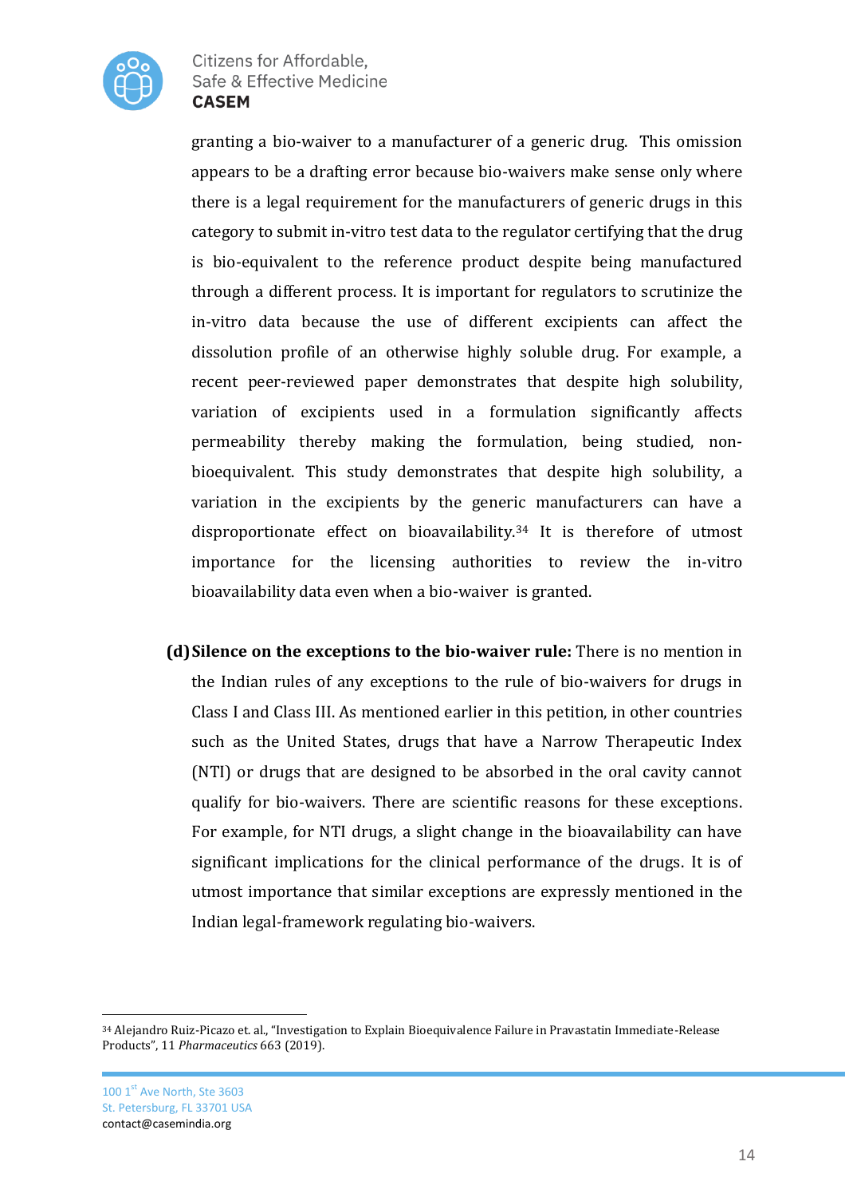granting a bio-waiver to a manufacturer of a generic drug. This omission appears to be a drafting error because bio-waivers make sense only where there is a legal requirement for the manufacturers of generic drugs in this category to submit in-vitro test data to the regulator certifying that the drug is bio-equivalent to the reference product despite being manufactured through a different process. It is important for regulators to scrutinize the in-vitro data because the use of different excipients can affect the dissolution profile of an otherwise highly soluble drug. For example, a recent peer-reviewed paper demonstrates that despite high solubility, variation of excipients used in a formulation significantly affects permeability thereby making the formulation, being studied, non-bioequivalent. This study demonstrates that despite high solubility, a variation in the excipients by the generic manufacturers can have a disproportionate effect on bioavailability.[34] It is therefore of utmost importance for the licensing authorities to review the in-vitro bioavailability data even when a bio-waiver is granted.

**(d) Silence on the exceptions to the bio-waiver rule:** There is no mention in the Indian rules of any exceptions to the rule of bio-waivers for drugs in Class I and Class III. As mentioned earlier in this petition, in other countries such as the United States, drugs that have a Narrow Therapeutic Index (NTI) or drugs that are designed to be absorbed in the oral cavity cannot qualify for bio-waivers. There are scientific reasons for these exceptions. For example, for NTI drugs, a slight change in the bioavailability can have significant implications for the clinical performance of the drugs. It is of utmost importance that similar exceptions are expressly mentioned in the Indian legal-framework regulating bio-waivers.

---

[34] Alejandro Ruiz-Picazo et. al., "Investigation to Explain Bioequivalence Failure in Pravastatin Immediate-Release Products", 11 *Pharmaceutics* 663 (2019).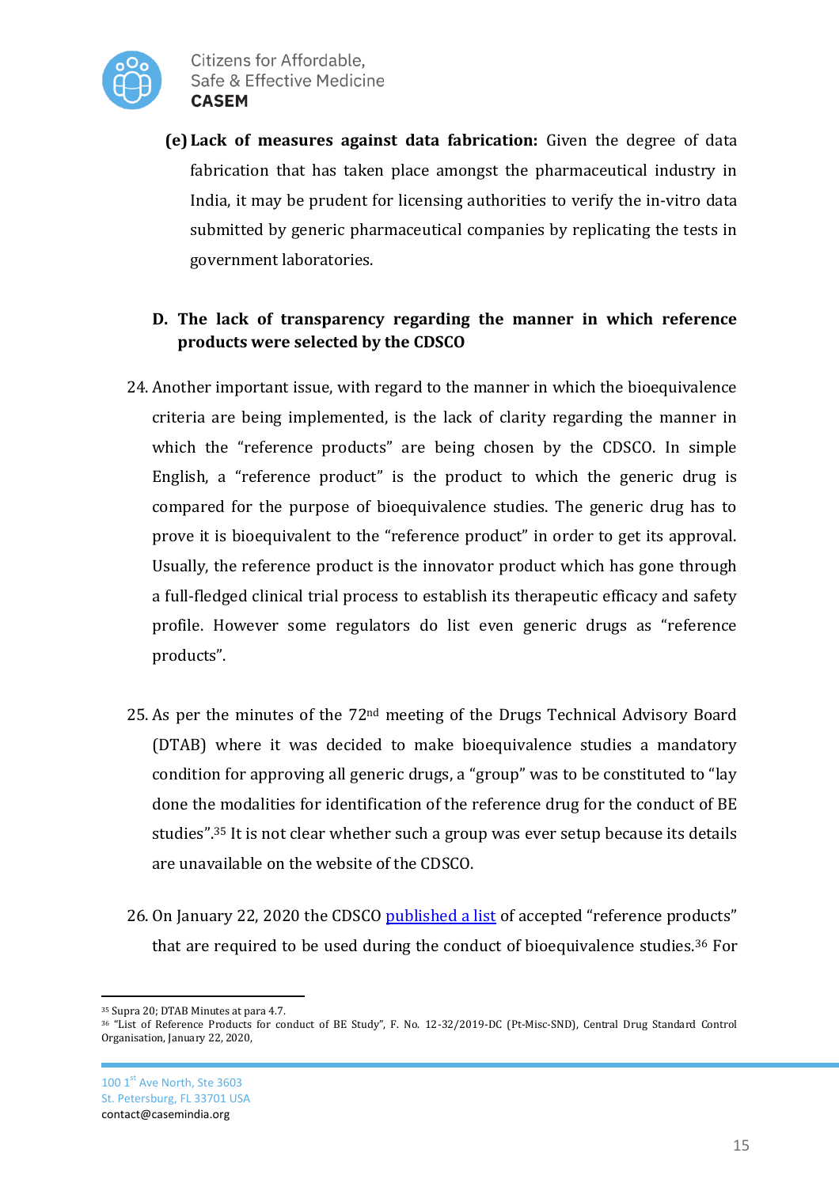**(e) Lack of measures against data fabrication:** Given the degree of data fabrication that has taken place amongst the pharmaceutical industry in India, it may be prudent for licensing authorities to verify the in-vitro data submitted by generic pharmaceutical companies by replicating the tests in government laboratories.

**D. The lack of transparency regarding the manner in which reference products were selected by the CDSCO**

24. Another important issue, with regard to the manner in which the bioequivalence criteria are being implemented, is the lack of clarity regarding the manner in which the "reference products" are being chosen by the CDSCO. In simple English, a "reference product" is the product to which the generic drug is compared for the purpose of bioequivalence studies. The generic drug has to prove it is bioequivalent to the "reference product" in order to get its approval. Usually, the reference product is the innovator product which has gone through a full-fledged clinical trial process to establish its therapeutic efficacy and safety profile. However some regulators do list even generic drugs as "reference products".

25. As per the minutes of the 72nd meeting of the Drugs Technical Advisory Board (DTAB) where it was decided to make bioequivalence studies a mandatory condition for approving all generic drugs, a "group" was to be constituted to "lay done the modalities for identification of the reference drug for the conduct of BE studies".[35] It is not clear whether such a group was ever setup because its details are unavailable on the website of the CDSCO.

26. On January 22, 2020 the CDSCO published a list of accepted "reference products" that are required to be used during the conduct of bioequivalence studies.[36] For

---

[35] Supra 20; DTAB Minutes at para 4.7.

[36] "List of Reference Products for conduct of BE Study", F. No. 12-32/2019-DC (Pt-Misc-SND), Central Drug Standard Control Organisation, January 22, 2020,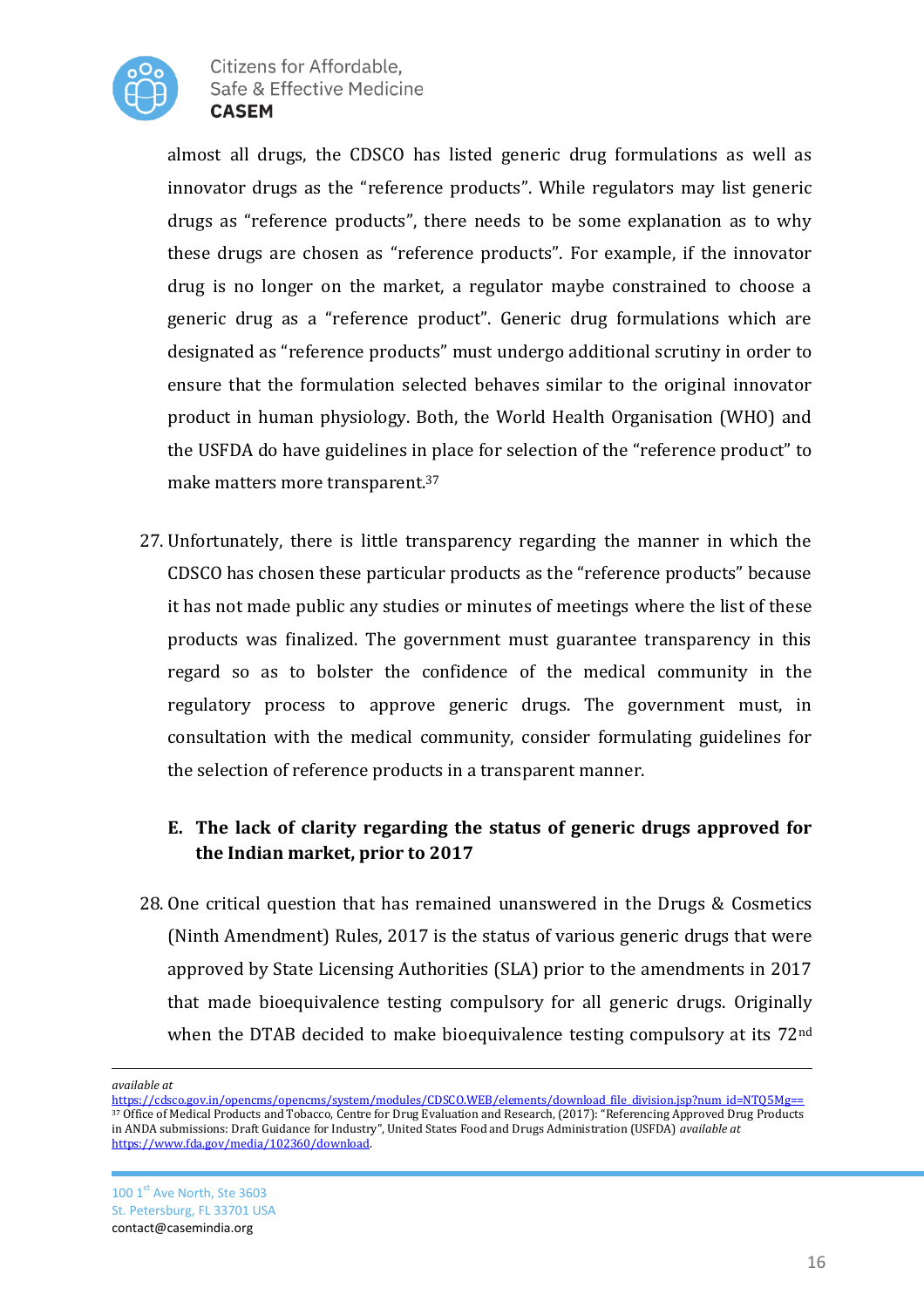almost all drugs, the CDSCO has listed generic drug formulations as well as innovator drugs as the "reference products". While regulators may list generic drugs as "reference products", there needs to be some explanation as to why these drugs are chosen as "reference products". For example, if the innovator drug is no longer on the market, a regulator maybe constrained to choose a generic drug as a "reference product". Generic drug formulations which are designated as "reference products" must undergo additional scrutiny in order to ensure that the formulation selected behaves similar to the original innovator product in human physiology. Both, the World Health Organisation (WHO) and the USFDA do have guidelines in place for selection of the "reference product" to make matters more transparent.[37]

27. Unfortunately, there is little transparency regarding the manner in which the CDSCO has chosen these particular products as the "reference products" because it has not made public any studies or minutes of meetings where the list of these products was finalized. The government must guarantee transparency in this regard so as to bolster the confidence of the medical community in the regulatory process to approve generic drugs. The government must, in consultation with the medical community, consider formulating guidelines for the selection of reference products in a transparent manner.

**E. The lack of clarity regarding the status of generic drugs approved for the Indian market, prior to 2017**

28. One critical question that has remained unanswered in the Drugs & Cosmetics (Ninth Amendment) Rules, 2017 is the status of various generic drugs that were approved by State Licensing Authorities (SLA) prior to the amendments in 2017 that made bioequivalence testing compulsory for all generic drugs. Originally when the DTAB decided to make bioequivalence testing compulsory at its 72nd

---

*available at* https://cdsco.gov.in/opencms/opencms/system/modules/CDSCO.WEB/elements/download_file_division.jsp?num_id=NTQ5Mg==

[37] Office of Medical Products and Tobacco, Centre for Drug Evaluation and Research, (2017): "Referencing Approved Drug Products in ANDA submissions: Draft Guidance for Industry", United States Food and Drugs Administration (USFDA) *available at* https://www.fda.gov/media/102360/download.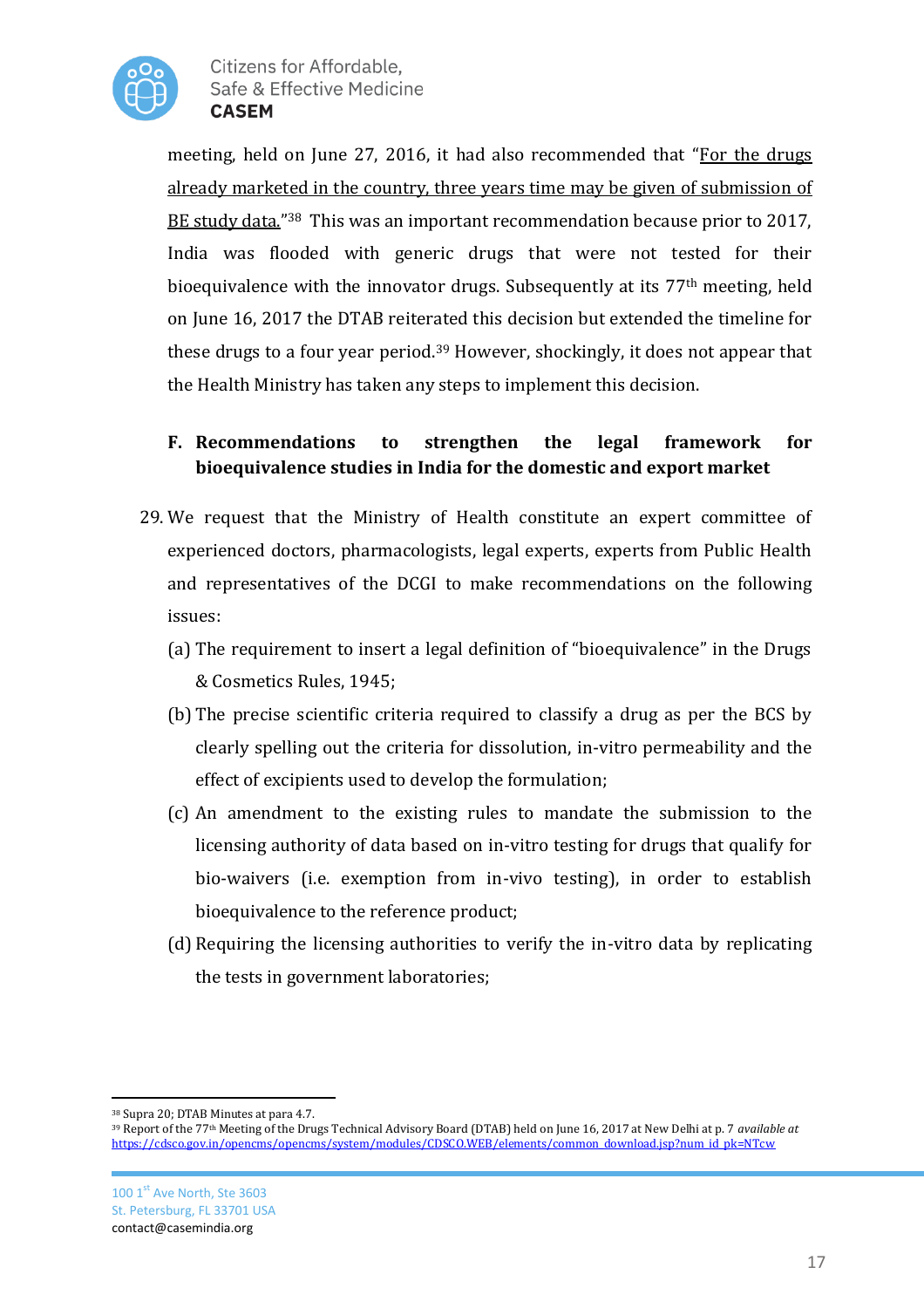meeting, held on June 27, 2016, it had also recommended that "For the drugs already marketed in the country, three years time may be given of submission of BE study data."[38] This was an important recommendation because prior to 2017, India was flooded with generic drugs that were not tested for their bioequivalence with the innovator drugs. Subsequently at its 77th meeting, held on June 16, 2017 the DTAB reiterated this decision but extended the timeline for these drugs to a four year period.[39] However, shockingly, it does not appear that the Health Ministry has taken any steps to implement this decision.

**F. Recommendations to strengthen the legal framework for bioequivalence studies in India for the domestic and export market**

29. We request that the Ministry of Health constitute an expert committee of experienced doctors, pharmacologists, legal experts, experts from Public Health and representatives of the DCGI to make recommendations on the following issues:

    (a) The requirement to insert a legal definition of "bioequivalence" in the Drugs & Cosmetics Rules, 1945;

    (b) The precise scientific criteria required to classify a drug as per the BCS by clearly spelling out the criteria for dissolution, in-vitro permeability and the effect of excipients used to develop the formulation;

    (c) An amendment to the existing rules to mandate the submission to the licensing authority of data based on in-vitro testing for drugs that qualify for bio-waivers (i.e. exemption from in-vivo testing), in order to establish bioequivalence to the reference product;

    (d) Requiring the licensing authorities to verify the in-vitro data by replicating the tests in government laboratories;

---

[38] Supra 20; DTAB Minutes at para 4.7.

[39] Report of the 77th Meeting of the Drugs Technical Advisory Board (DTAB) held on June 16, 2017 at New Delhi at p. 7 *available at* https://cdsco.gov.in/opencms/opencms/system/modules/CDSCO.WEB/elements/common_download.jsp?num_id_pk=NTcw

100 1st Ave North, Ste 3603
St. Petersburg, FL 33701 USA
contact@casemindia.org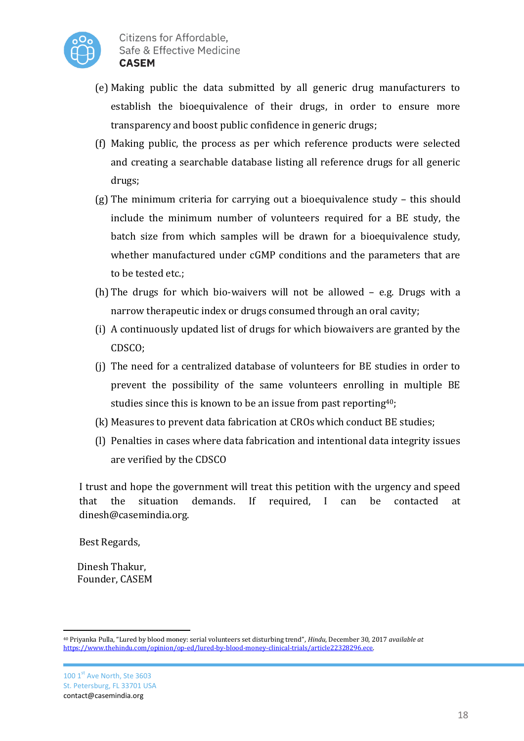(e) Making public the data submitted by all generic drug manufacturers to establish the bioequivalence of their drugs, in order to ensure more transparency and boost public confidence in generic drugs;

(f) Making public, the process as per which reference products were selected and creating a searchable database listing all reference drugs for all generic drugs;

(g) The minimum criteria for carrying out a bioequivalence study – this should include the minimum number of volunteers required for a BE study, the batch size from which samples will be drawn for a bioequivalence study, whether manufactured under cGMP conditions and the parameters that are to be tested etc.;

(h) The drugs for which bio-waivers will not be allowed – e.g. Drugs with a narrow therapeutic index or drugs consumed through an oral cavity;

(i) A continuously updated list of drugs for which biowaivers are granted by the CDSCO;

(j) The need for a centralized database of volunteers for BE studies in order to prevent the possibility of the same volunteers enrolling in multiple BE studies since this is known to be an issue from past reporting[40];

(k) Measures to prevent data fabrication at CROs which conduct BE studies;

(l) Penalties in cases where data fabrication and intentional data integrity issues are verified by the CDSCO

I trust and hope the government will treat this petition with the urgency and speed that the situation demands. If required, I can be contacted at dinesh@casemindia.org.

Best Regards,

Dinesh Thakur,
Founder, CASEM

---

[40] Priyanka Pulla, "Lured by blood money: serial volunteers set disturbing trend", *Hindu*, December 30, 2017 *available at* https://www.thehindu.com/opinion/op-ed/lured-by-blood-money-clinical-trials/article22328296.ece.